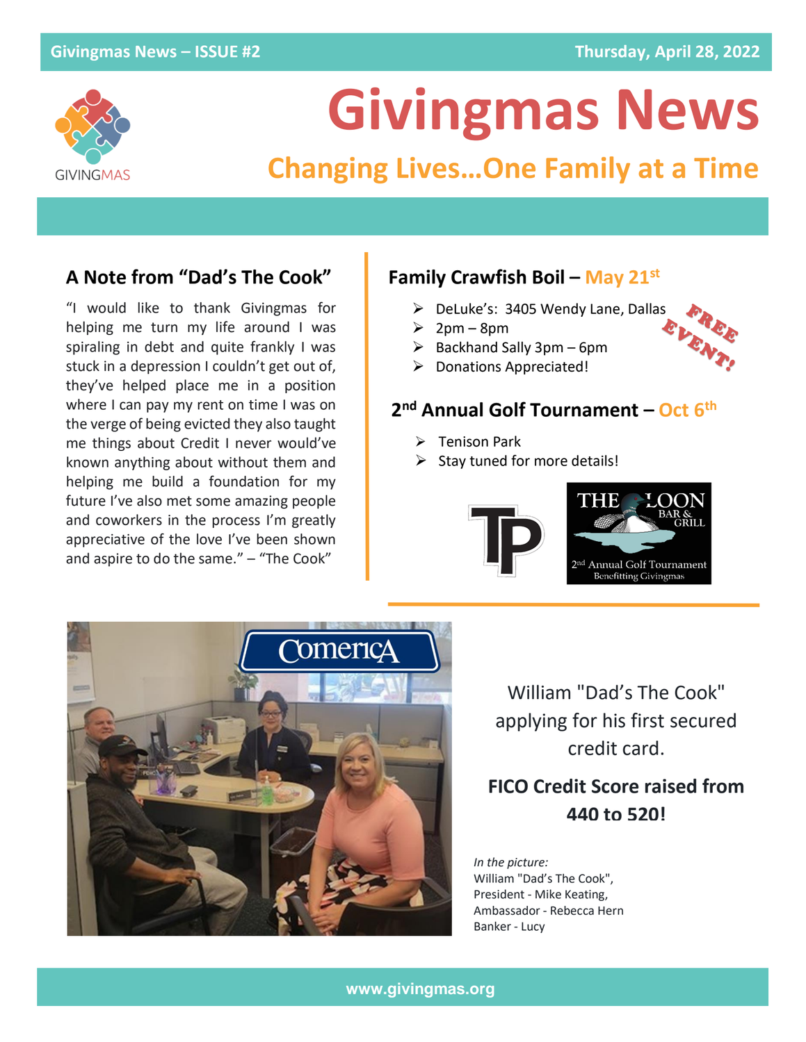Givingmas News – ISSUE #2 | Thursday, April 28, 2022

GIVINGMAS

# Givingmas News

## Changing Lives…One Family at a Time

### A Note from “Dad’s The Cook”

“I would like to thank Givingmas for helping me turn my life around I was spiraling in debt and quite frankly I was stuck in a depression I couldn’t get out of, they’ve helped place me in a position where I can pay my rent on time I was on the verge of being evicted they also taught me things about Credit I never would’ve known anything about without them and helping me build a foundation for my future I’ve also met some amazing people and coworkers in the process I’m greatly appreciative of the love I’ve been shown and aspire to do the same.” – “The Cook”

### Family Crawfish Boil – May 21st

- DeLuke’s: 3405 Wendy Lane, Dallas
- 2pm – 8pm
- Backhand Sally 3pm – 6pm
- Donations Appreciated!

FREE EVENT!

### 2nd Annual Golf Tournament – Oct 6th

- Tenison Park
- Stay tuned for more details!

THE LOON BAR & GRILL
2nd Annual Golf Tournament
Benefitting Givingmas

William "Dad’s The Cook" applying for his first secured credit card.

**FICO Credit Score raised from 440 to 520!**

*In the picture:*
William "Dad’s The Cook",
President - Mike Keating,
Ambassador - Rebecca Hern
Banker - Lucy

www.givingmas.org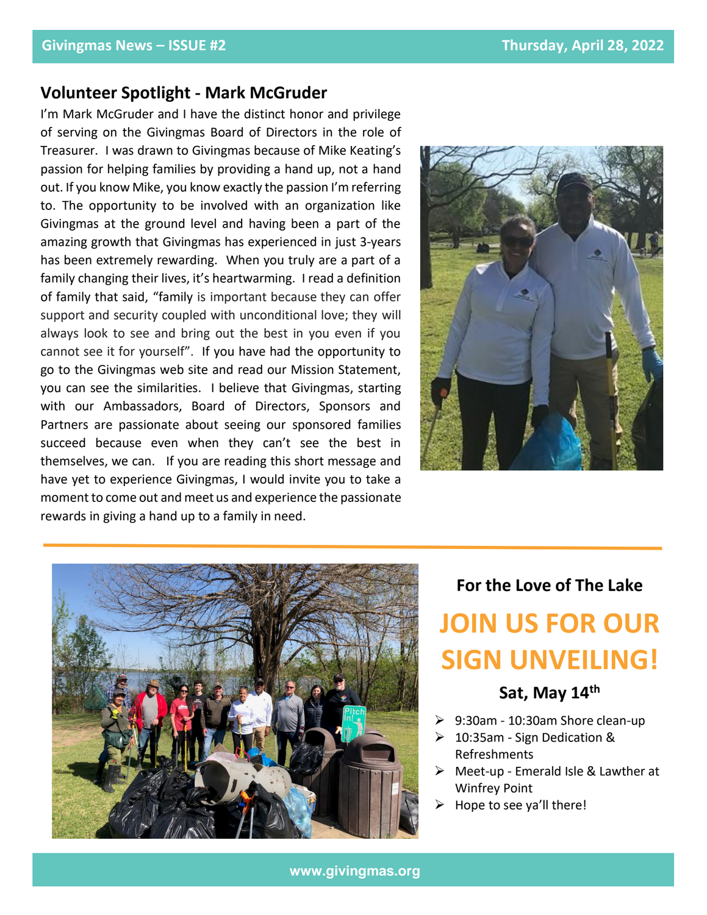## Volunteer Spotlight - Mark McGruder

I'm Mark McGruder and I have the distinct honor and privilege of serving on the Givingmas Board of Directors in the role of Treasurer. I was drawn to Givingmas because of Mike Keating's passion for helping families by providing a hand up, not a hand out. If you know Mike, you know exactly the passion I'm referring to. The opportunity to be involved with an organization like Givingmas at the ground level and having been a part of the amazing growth that Givingmas has experienced in just 3-years has been extremely rewarding. When you truly are a part of a family changing their lives, it's heartwarming. I read a definition of family that said, "family is important because they can offer support and security coupled with unconditional love; they will always look to see and bring out the best in you even if you cannot see it for yourself". If you have had the opportunity to go to the Givingmas web site and read our Mission Statement, you can see the similarities. I believe that Givingmas, starting with our Ambassadors, Board of Directors, Sponsors and Partners are passionate about seeing our sponsored families succeed because even when they can't see the best in themselves, we can. If you are reading this short message and have yet to experience Givingmas, I would invite you to take a moment to come out and meet us and experience the passionate rewards in giving a hand up to a family in need.

---

**For the Love of The Lake**

## JOIN US FOR OUR SIGN UNVEILING!

**Sat, May 14th**

- 9:30am - 10:30am Shore clean-up
- 10:35am - Sign Dedication & Refreshments
- Meet-up - Emerald Isle & Lawther at Winfrey Point
- Hope to see ya'll there!